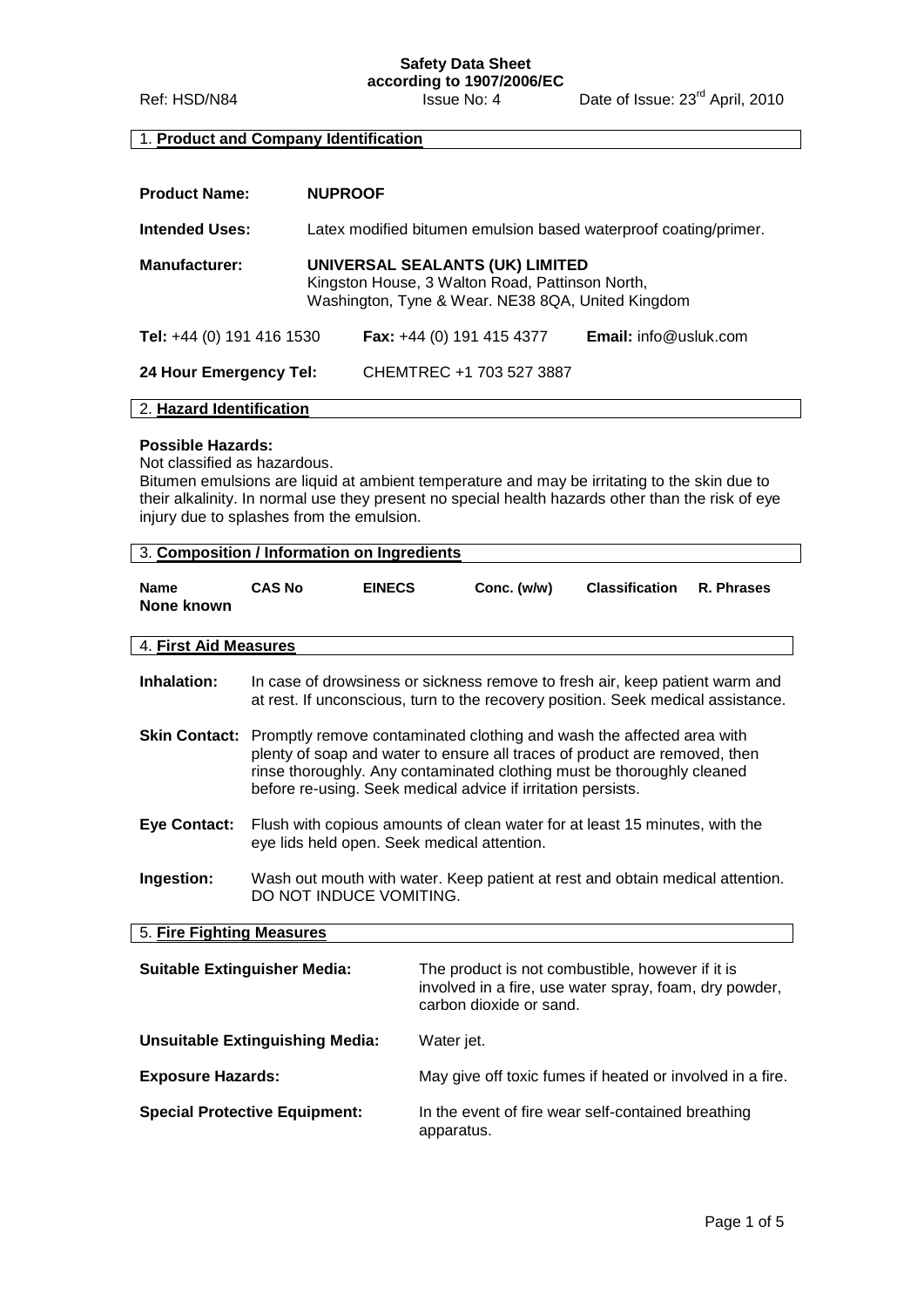**Safety Data Sheet**
**according to 1907/2006/EC**

Ref: HSD/N84 | Issue No: 4 | Date of Issue: 23rd April, 2010

## 1. Product and Company Identification

**Product Name:** **NUPROOF**

**Intended Uses:** Latex modified bitumen emulsion based waterproof coating/primer.

**Manufacturer:** **UNIVERSAL SEALANTS (UK) LIMITED**
Kingston House, 3 Walton Road, Pattinson North,
Washington, Tyne & Wear. NE38 8QA, United Kingdom

**Tel:** +44 (0) 191 416 1530 **Fax:** +44 (0) 191 415 4377 **Email:** info@usluk.com

**24 Hour Emergency Tel:** CHEMTREC +1 703 527 3887

## 2. Hazard Identification

**Possible Hazards:**
Not classified as hazardous.
Bitumen emulsions are liquid at ambient temperature and may be irritating to the skin due to their alkalinity. In normal use they present no special health hazards other than the risk of eye injury due to splashes from the emulsion.

## 3. Composition / Information on Ingredients

| Name | CAS No | EINECS | Conc. (w/w) | Classification | R. Phrases |
|---|---|---|---|---|---|
| None known | | | | | |

## 4. First Aid Measures

**Inhalation:** In case of drowsiness or sickness remove to fresh air, keep patient warm and at rest. If unconscious, turn to the recovery position. Seek medical assistance.

**Skin Contact:** Promptly remove contaminated clothing and wash the affected area with plenty of soap and water to ensure all traces of product are removed, then rinse thoroughly. Any contaminated clothing must be thoroughly cleaned before re-using. Seek medical advice if irritation persists.

**Eye Contact:** Flush with copious amounts of clean water for at least 15 minutes, with the eye lids held open. Seek medical attention.

**Ingestion:** Wash out mouth with water. Keep patient at rest and obtain medical attention. DO NOT INDUCE VOMITING.

## 5. Fire Fighting Measures

**Suitable Extinguisher Media:** The product is not combustible, however if it is involved in a fire, use water spray, foam, dry powder, carbon dioxide or sand.

**Unsuitable Extinguishing Media:** Water jet.

**Exposure Hazards:** May give off toxic fumes if heated or involved in a fire.

**Special Protective Equipment:** In the event of fire wear self-contained breathing apparatus.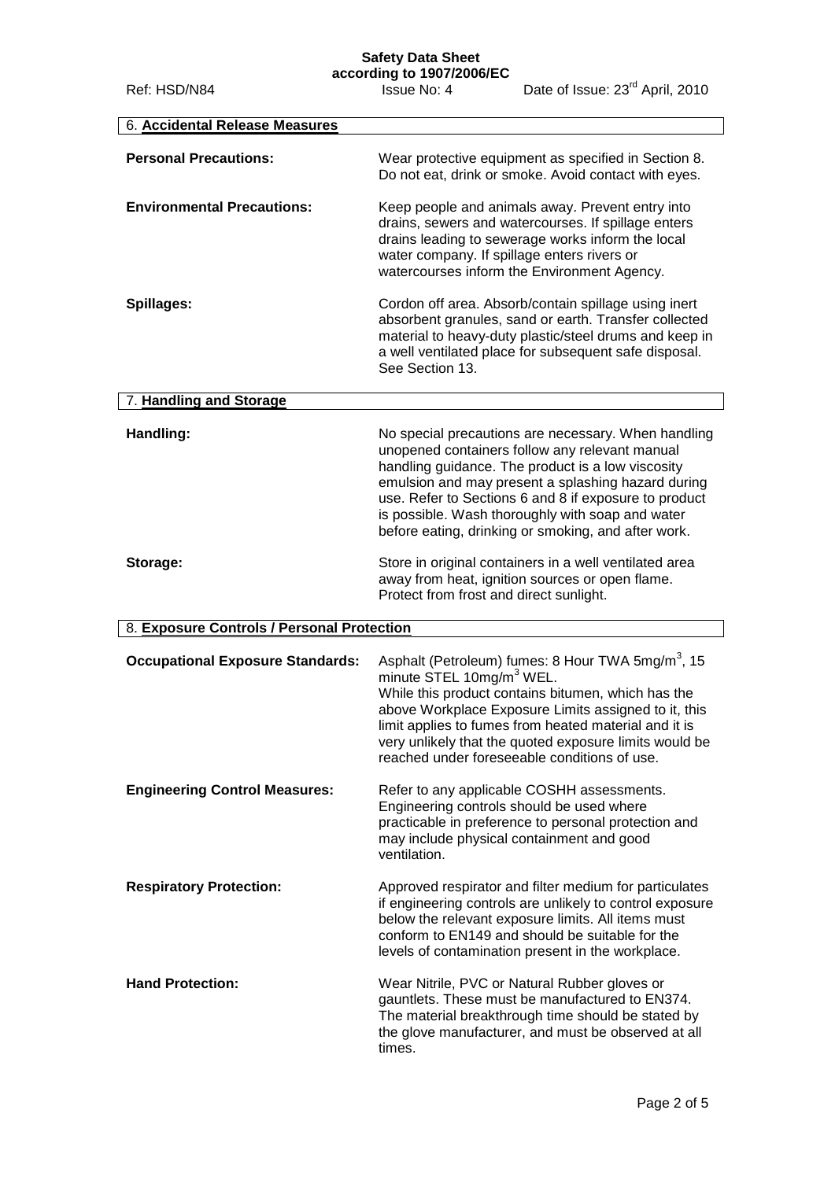## 6. Accidental Release Measures

**Personal Precautions:** Wear protective equipment as specified in Section 8. Do not eat, drink or smoke. Avoid contact with eyes.

**Environmental Precautions:** Keep people and animals away. Prevent entry into drains, sewers and watercourses. If spillage enters drains leading to sewerage works inform the local water company. If spillage enters rivers or watercourses inform the Environment Agency.

**Spillages:** Cordon off area. Absorb/contain spillage using inert absorbent granules, sand or earth. Transfer collected material to heavy-duty plastic/steel drums and keep in a well ventilated place for subsequent safe disposal. See Section 13.

## 7. Handling and Storage

**Handling:** No special precautions are necessary. When handling unopened containers follow any relevant manual handling guidance. The product is a low viscosity emulsion and may present a splashing hazard during use. Refer to Sections 6 and 8 if exposure to product is possible. Wash thoroughly with soap and water before eating, drinking or smoking, and after work.

**Storage:** Store in original containers in a well ventilated area away from heat, ignition sources or open flame. Protect from frost and direct sunlight.

## 8. Exposure Controls / Personal Protection

**Occupational Exposure Standards:** Asphalt (Petroleum) fumes: 8 Hour TWA 5mg/m$^3$, 15 minute STEL 10mg/m$^3$ WEL.
While this product contains bitumen, which has the above Workplace Exposure Limits assigned to it, this limit applies to fumes from heated material and it is very unlikely that the quoted exposure limits would be reached under foreseeable conditions of use.

**Engineering Control Measures:** Refer to any applicable COSHH assessments. Engineering controls should be used where practicable in preference to personal protection and may include physical containment and good ventilation.

**Respiratory Protection:** Approved respirator and filter medium for particulates if engineering controls are unlikely to control exposure below the relevant exposure limits. All items must conform to EN149 and should be suitable for the levels of contamination present in the workplace.

**Hand Protection:** Wear Nitrile, PVC or Natural Rubber gloves or gauntlets. These must be manufactured to EN374. The material breakthrough time should be stated by the glove manufacturer, and must be observed at all times.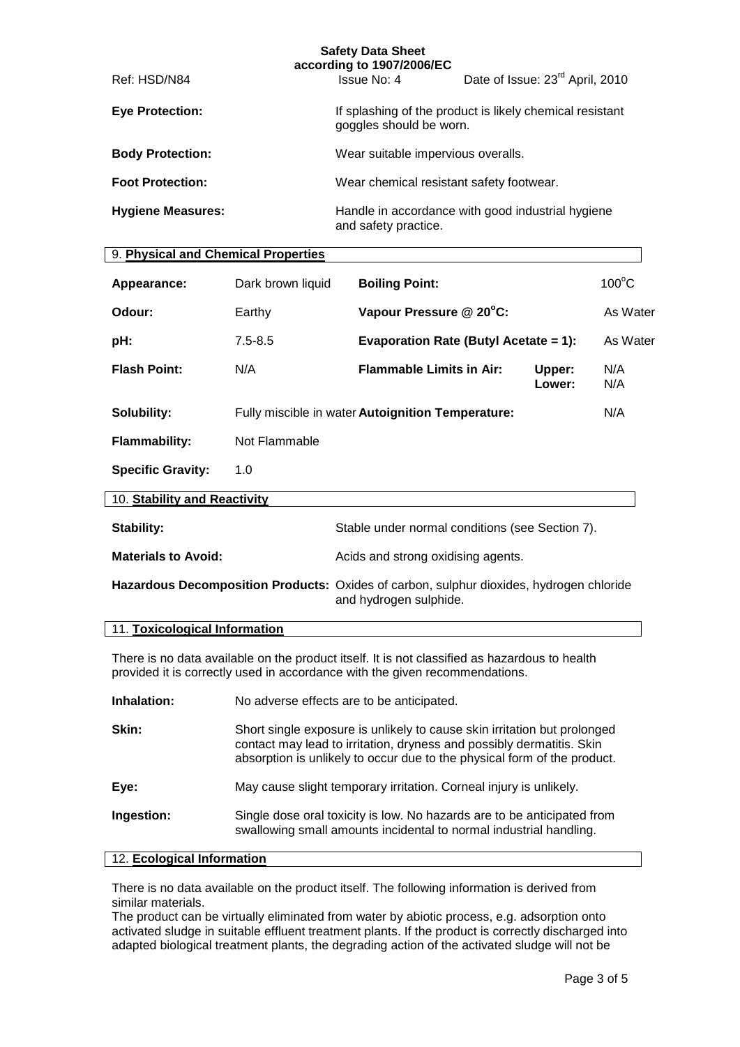**Eye Protection:** If splashing of the product is likely chemical resistant goggles should be worn.

**Body Protection:** Wear suitable impervious overalls.

**Foot Protection:** Wear chemical resistant safety footwear.

**Hygiene Measures:** Handle in accordance with good industrial hygiene and safety practice.

## 9. Physical and Chemical Properties

| | | | | |
|---|---|---|---|---|
| **Appearance:** | Dark brown liquid | **Boiling Point:** | | 100$^{o}$C |
| **Odour:** | Earthy | **Vapour Pressure @ 20$^{o}$C:** | | As Water |
| **pH:** | 7.5-8.5 | **Evaporation Rate (Butyl Acetate = 1):** | | As Water |
| **Flash Point:** | N/A | **Flammable Limits in Air:** | **Upper:** <br> **Lower:** | N/A <br> N/A |
| **Solubility:** | Fully miscible in water | **Autoignition Temperature:** | | N/A |
| **Flammability:** | Not Flammable | | | |
| **Specific Gravity:** | 1.0 | | | |

## 10. Stability and Reactivity

**Stability:** Stable under normal conditions (see Section 7).

**Materials to Avoid:** Acids and strong oxidising agents.

**Hazardous Decomposition Products:** Oxides of carbon, sulphur dioxides, hydrogen chloride and hydrogen sulphide.

## 11. Toxicological Information

There is no data available on the product itself. It is not classified as hazardous to health provided it is correctly used in accordance with the given recommendations.

**Inhalation:** No adverse effects are to be anticipated.

**Skin:** Short single exposure is unlikely to cause skin irritation but prolonged contact may lead to irritation, dryness and possibly dermatitis. Skin absorption is unlikely to occur due to the physical form of the product.

**Eye:** May cause slight temporary irritation. Corneal injury is unlikely.

**Ingestion:** Single dose oral toxicity is low. No hazards are to be anticipated from swallowing small amounts incidental to normal industrial handling.

## 12. Ecological Information

There is no data available on the product itself. The following information is derived from similar materials.

The product can be virtually eliminated from water by abiotic process, e.g. adsorption onto activated sludge in suitable effluent treatment plants. If the product is correctly discharged into adapted biological treatment plants, the degrading action of the activated sludge will not be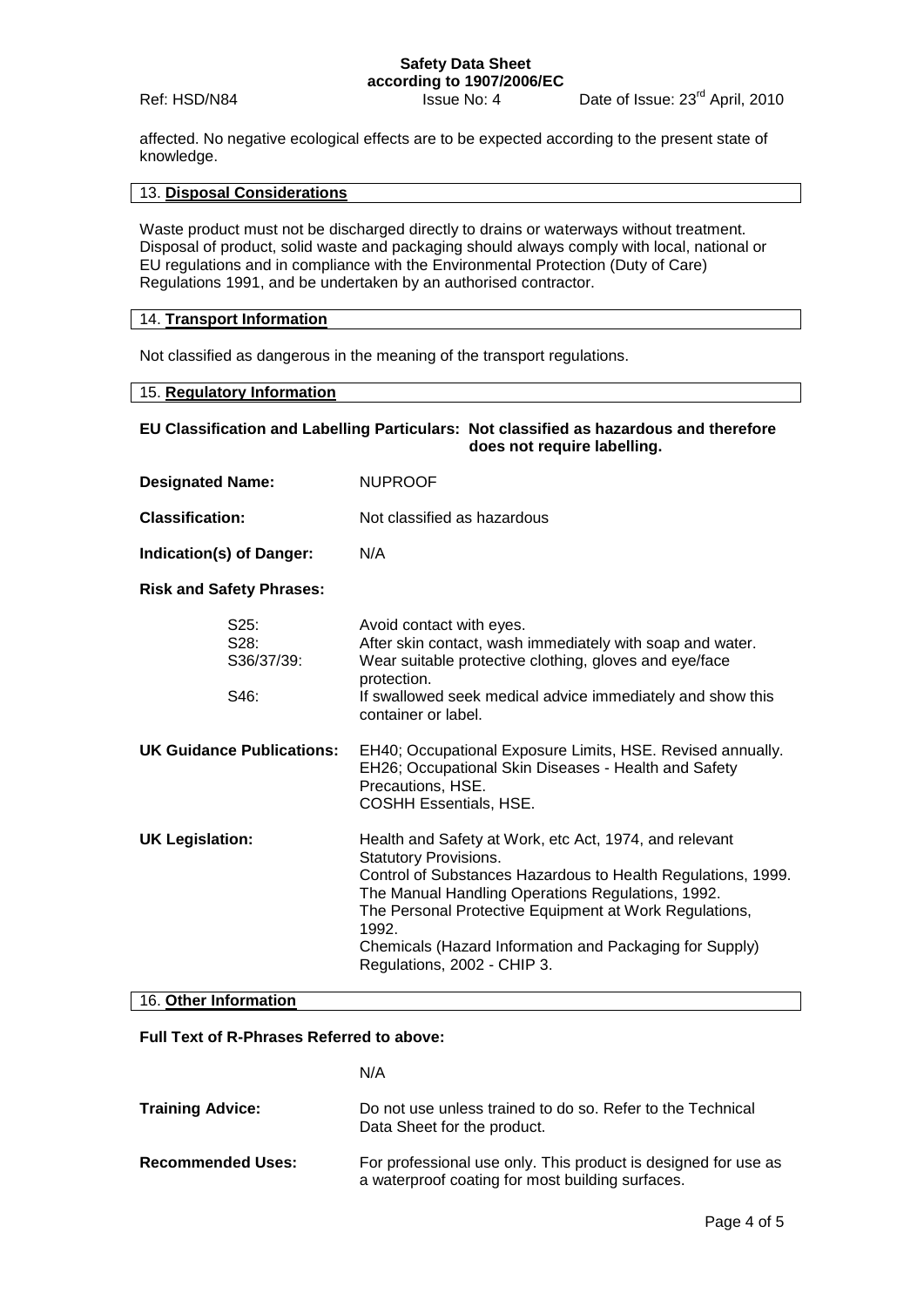affected. No negative ecological effects are to be expected according to the present state of knowledge.

## 13. Disposal Considerations

Waste product must not be discharged directly to drains or waterways without treatment. Disposal of product, solid waste and packaging should always comply with local, national or EU regulations and in compliance with the Environmental Protection (Duty of Care) Regulations 1991, and be undertaken by an authorised contractor.

## 14. Transport Information

Not classified as dangerous in the meaning of the transport regulations.

## 15. Regulatory Information

**EU Classification and Labelling Particulars: Not classified as hazardous and therefore does not require labelling.**

**Designated Name:** NUPROOF

**Classification:** Not classified as hazardous

**Indication(s) of Danger:** N/A

**Risk and Safety Phrases:**

| | |
|---|---|
| S25: | Avoid contact with eyes. |
| S28: | After skin contact, wash immediately with soap and water. |
| S36/37/39: | Wear suitable protective clothing, gloves and eye/face protection. |
| S46: | If swallowed seek medical advice immediately and show this container or label. |

**UK Guidance Publications:**
EH40; Occupational Exposure Limits, HSE. Revised annually.
EH26; Occupational Skin Diseases - Health and Safety Precautions, HSE.
COSHH Essentials, HSE.

**UK Legislation:**
Health and Safety at Work, etc Act, 1974, and relevant Statutory Provisions.
Control of Substances Hazardous to Health Regulations, 1999.
The Manual Handling Operations Regulations, 1992.
The Personal Protective Equipment at Work Regulations, 1992.
Chemicals (Hazard Information and Packaging for Supply) Regulations, 2002 - CHIP 3.

## 16. Other Information

**Full Text of R-Phrases Referred to above:**

N/A

**Training Advice:** Do not use unless trained to do so. Refer to the Technical Data Sheet for the product.

**Recommended Uses:** For professional use only. This product is designed for use as a waterproof coating for most building surfaces.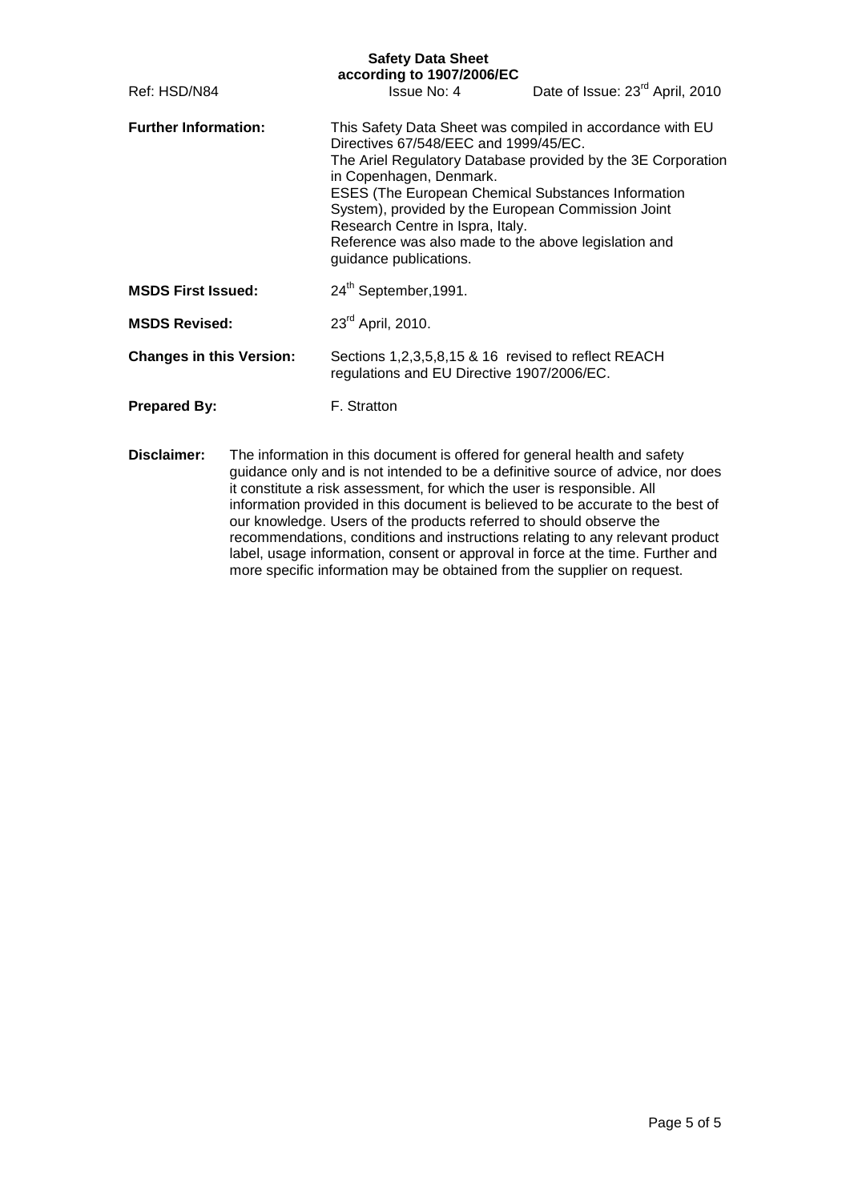**Further Information:** This Safety Data Sheet was compiled in accordance with EU Directives 67/548/EEC and 1999/45/EC.
The Ariel Regulatory Database provided by the 3E Corporation in Copenhagen, Denmark.
ESES (The European Chemical Substances Information System), provided by the European Commission Joint Research Centre in Ispra, Italy.
Reference was also made to the above legislation and guidance publications.

**MSDS First Issued:** 24th September,1991.

**MSDS Revised:** 23rd April, 2010.

**Changes in this Version:** Sections 1,2,3,5,8,15 & 16 revised to reflect REACH regulations and EU Directive 1907/2006/EC.

**Prepared By:** F. Stratton

**Disclaimer:** The information in this document is offered for general health and safety guidance only and is not intended to be a definitive source of advice, nor does it constitute a risk assessment, for which the user is responsible. All information provided in this document is believed to be accurate to the best of our knowledge. Users of the products referred to should observe the recommendations, conditions and instructions relating to any relevant product label, usage information, consent or approval in force at the time. Further and more specific information may be obtained from the supplier on request.